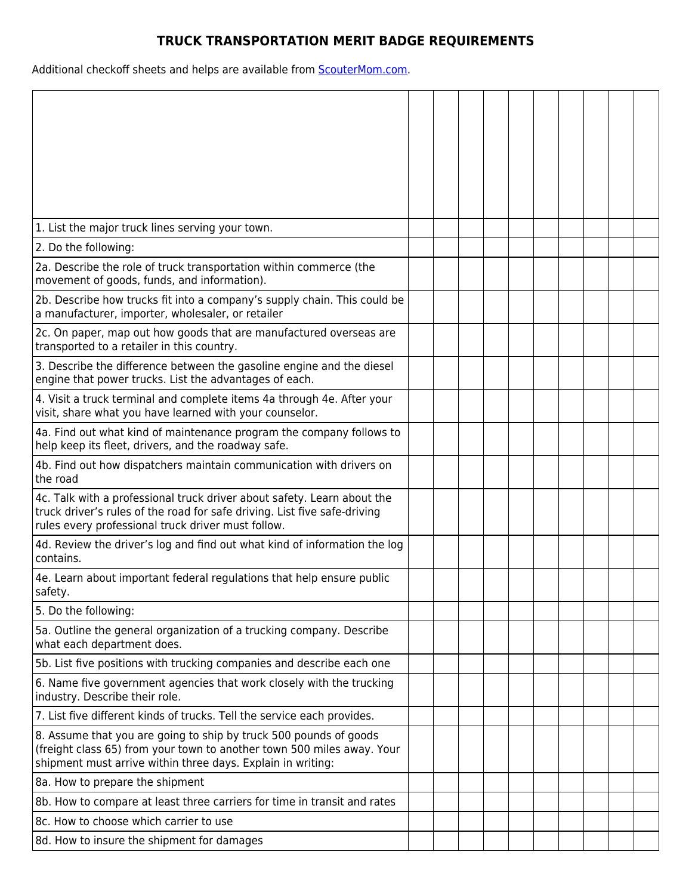# TRUCK TRANSPORTATION MERIT BADGE REQUIREMENTS

Additional checkoff sheets and helps are available from [ScouterMom.com](ScouterMom.com).

| | | | | | | | | | | |
|---|---|---|---|---|---|---|---|---|---|---|
| 1. List the major truck lines serving your town. | | | | | | | | | | |
| 2. Do the following: | | | | | | | | | | |
| 2a. Describe the role of truck transportation within commerce (the movement of goods, funds, and information). | | | | | | | | | | |
| 2b. Describe how trucks fit into a company's supply chain. This could be a manufacturer, importer, wholesaler, or retailer | | | | | | | | | | |
| 2c. On paper, map out how goods that are manufactured overseas are transported to a retailer in this country. | | | | | | | | | | |
| 3. Describe the difference between the gasoline engine and the diesel engine that power trucks. List the advantages of each. | | | | | | | | | | |
| 4. Visit a truck terminal and complete items 4a through 4e. After your visit, share what you have learned with your counselor. | | | | | | | | | | |
| 4a. Find out what kind of maintenance program the company follows to help keep its fleet, drivers, and the roadway safe. | | | | | | | | | | |
| 4b. Find out how dispatchers maintain communication with drivers on the road | | | | | | | | | | |
| 4c. Talk with a professional truck driver about safety. Learn about the truck driver's rules of the road for safe driving. List five safe-driving rules every professional truck driver must follow. | | | | | | | | | | |
| 4d. Review the driver's log and find out what kind of information the log contains. | | | | | | | | | | |
| 4e. Learn about important federal regulations that help ensure public safety. | | | | | | | | | | |
| 5. Do the following: | | | | | | | | | | |
| 5a. Outline the general organization of a trucking company. Describe what each department does. | | | | | | | | | | |
| 5b. List five positions with trucking companies and describe each one | | | | | | | | | | |
| 6. Name five government agencies that work closely with the trucking industry. Describe their role. | | | | | | | | | | |
| 7. List five different kinds of trucks. Tell the service each provides. | | | | | | | | | | |
| 8. Assume that you are going to ship by truck 500 pounds of goods (freight class 65) from your town to another town 500 miles away. Your shipment must arrive within three days. Explain in writing: | | | | | | | | | | |
| 8a. How to prepare the shipment | | | | | | | | | | |
| 8b. How to compare at least three carriers for time in transit and rates | | | | | | | | | | |
| 8c. How to choose which carrier to use | | | | | | | | | | |
| 8d. How to insure the shipment for damages | | | | | | | | | | |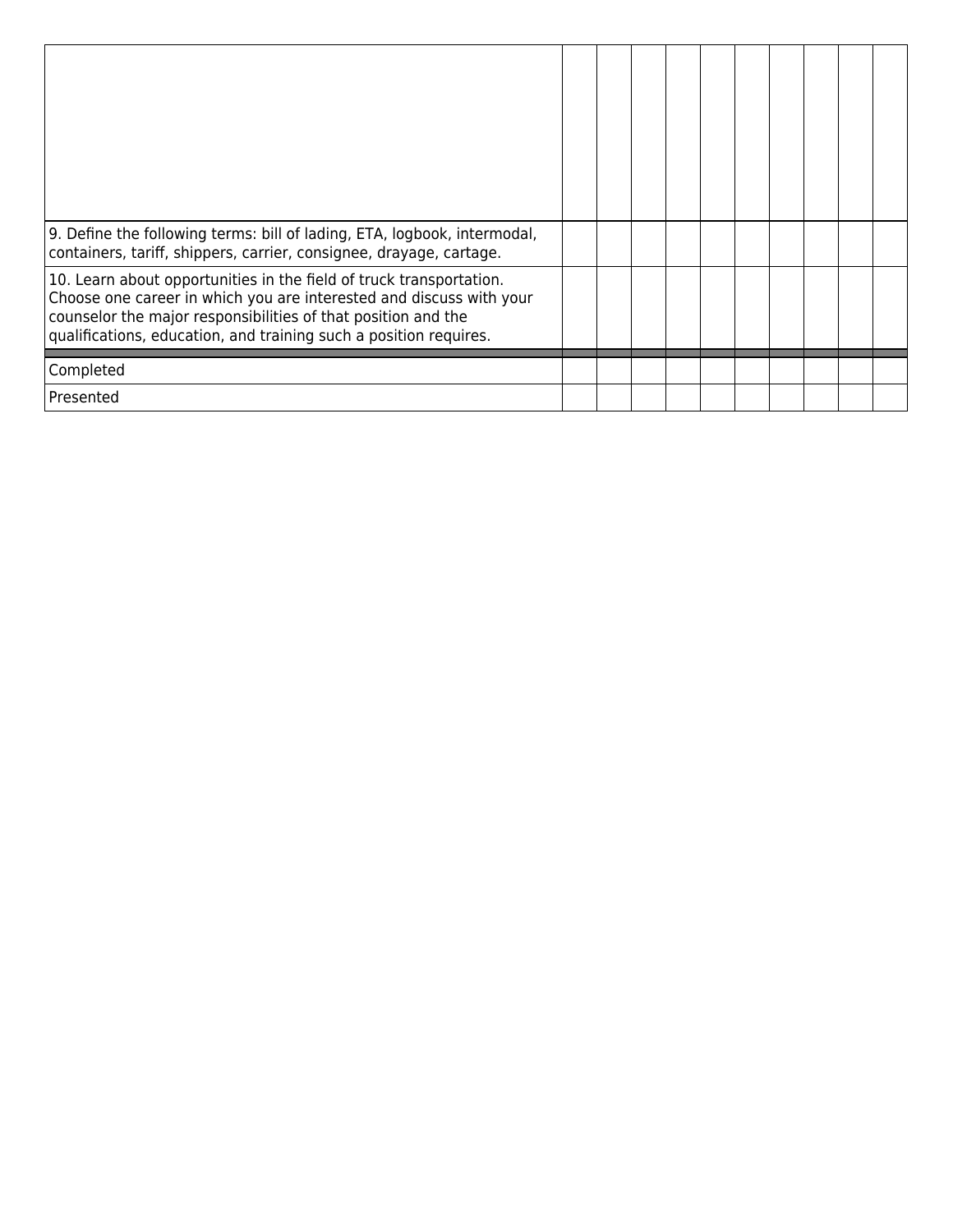| | | | | | | | | | | |
|---|---|---|---|---|---|---|---|---|---|---|
| | | | | | | | | | | |
| 9. Define the following terms: bill of lading, ETA, logbook, intermodal, containers, tariff, shippers, carrier, consignee, drayage, cartage. | | | | | | | | | | |
| 10. Learn about opportunities in the field of truck transportation. Choose one career in which you are interested and discuss with your counselor the major responsibilities of that position and the qualifications, education, and training such a position requires. | | | | | | | | | | |
| Completed | | | | | | | | | | |
| Presented | | | | | | | | | | |